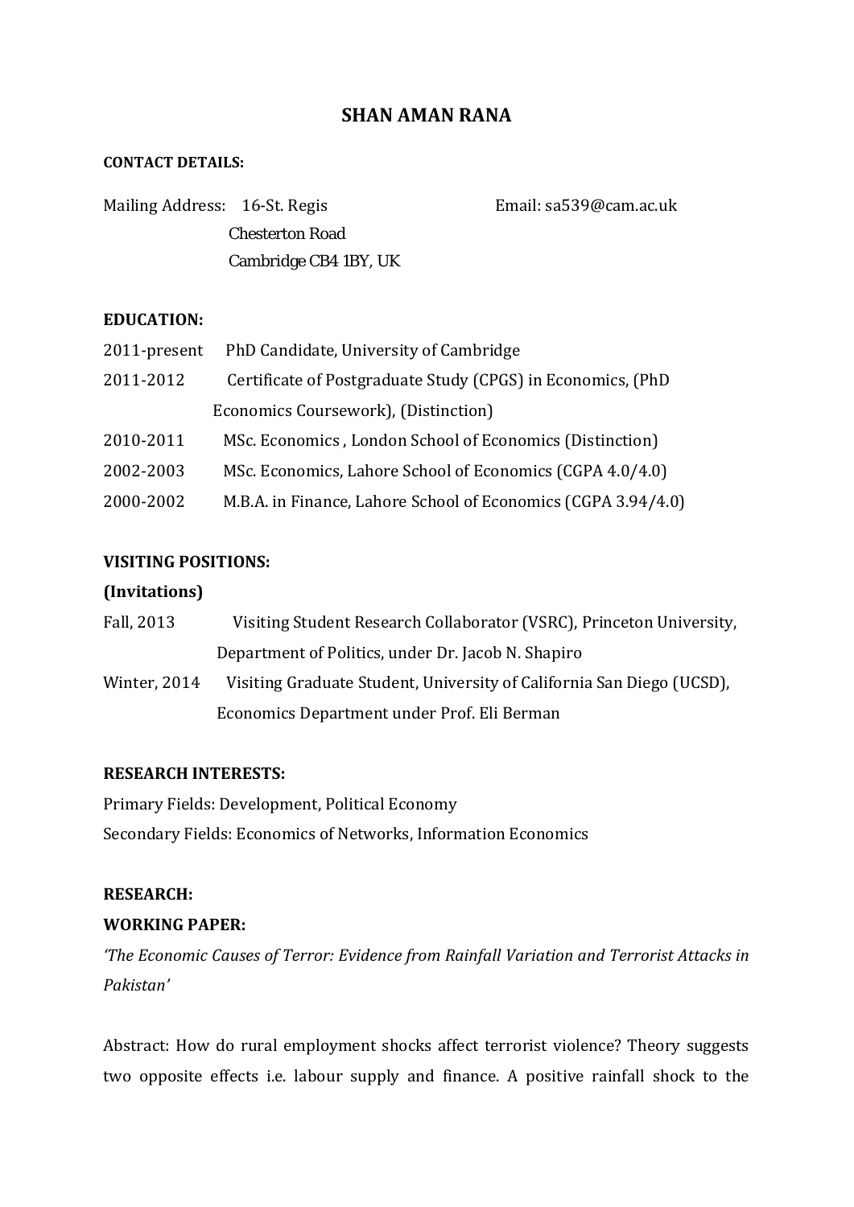# SHAN AMAN RANA

**CONTACT DETAILS:**

Mailing Address: 16-St. Regis
Chesterton Road
Cambridge CB4 1BY, UK

Email: sa539@cam.ac.uk

**EDUCATION:**

2011-present PhD Candidate, University of Cambridge

2011-2012 Certificate of Postgraduate Study (CPGS) in Economics, (PhD Economics Coursework), (Distinction)

2010-2011 MSc. Economics , London School of Economics (Distinction)

2002-2003 MSc. Economics, Lahore School of Economics (CGPA 4.0/4.0)

2000-2002 M.B.A. in Finance, Lahore School of Economics (CGPA 3.94/4.0)

**VISITING POSITIONS:**

**(Invitations)**

Fall, 2013 Visiting Student Research Collaborator (VSRC), Princeton University, Department of Politics, under Dr. Jacob N. Shapiro

Winter, 2014 Visiting Graduate Student, University of California San Diego (UCSD), Economics Department under Prof. Eli Berman

**RESEARCH INTERESTS:**

Primary Fields: Development, Political Economy

Secondary Fields: Economics of Networks, Information Economics

**RESEARCH:**

**WORKING PAPER:**

*'The Economic Causes of Terror: Evidence from Rainfall Variation and Terrorist Attacks in Pakistan'*

Abstract: How do rural employment shocks affect terrorist violence? Theory suggests two opposite effects i.e. labour supply and finance. A positive rainfall shock to the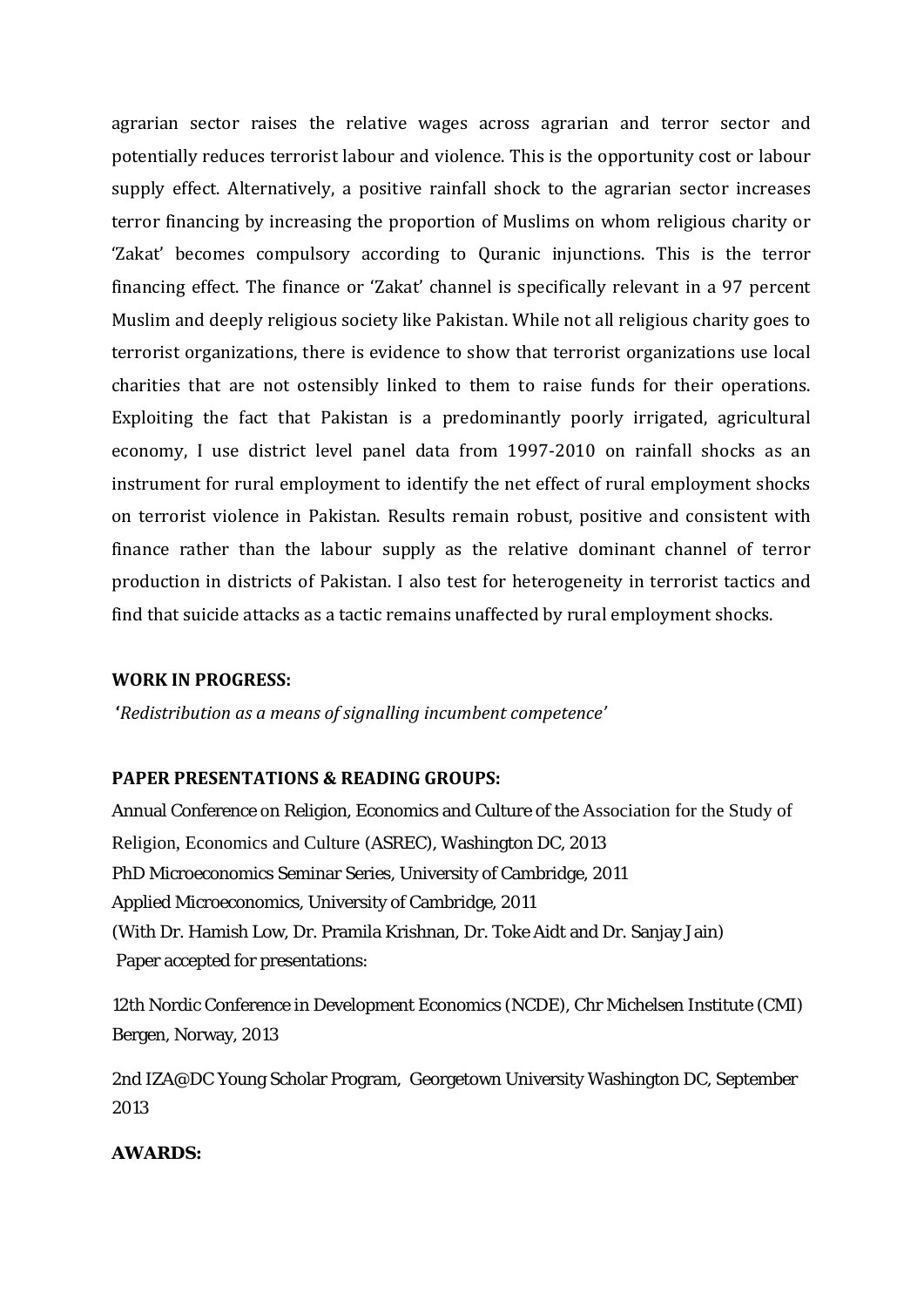agrarian sector raises the relative wages across agrarian and terror sector and potentially reduces terrorist labour and violence. This is the opportunity cost or labour supply effect. Alternatively, a positive rainfall shock to the agrarian sector increases terror financing by increasing the proportion of Muslims on whom religious charity or 'Zakat' becomes compulsory according to Quranic injunctions. This is the terror financing effect. The finance or 'Zakat' channel is specifically relevant in a 97 percent Muslim and deeply religious society like Pakistan. While not all religious charity goes to terrorist organizations, there is evidence to show that terrorist organizations use local charities that are not ostensibly linked to them to raise funds for their operations. Exploiting the fact that Pakistan is a predominantly poorly irrigated, agricultural economy, I use district level panel data from 1997-2010 on rainfall shocks as an instrument for rural employment to identify the net effect of rural employment shocks on terrorist violence in Pakistan. Results remain robust, positive and consistent with finance rather than the labour supply as the relative dominant channel of terror production in districts of Pakistan. I also test for heterogeneity in terrorist tactics and find that suicide attacks as a tactic remains unaffected by rural employment shocks.

**WORK IN PROGRESS:**

**'***Redistribution as a means of signalling incumbent competence*'

**PAPER PRESENTATIONS & READING GROUPS:**

Annual Conference on Religion, Economics and Culture of the Association for the Study of Religion, Economics and Culture (ASREC), Washington DC, 2013

PhD Microeconomics Seminar Series, University of Cambridge, 2011

Applied Microeconomics, University of Cambridge, 2011

(With Dr. Hamish Low, Dr. Pramila Krishnan, Dr. Toke Aidt and Dr. Sanjay Jain)

Paper accepted for presentations:

12th Nordic Conference in Development Economics (NCDE), Chr Michelsen Institute (CMI) Bergen, Norway, 2013

2nd IZA@DC Young Scholar Program, Georgetown University Washington DC, September 2013

**AWARDS:**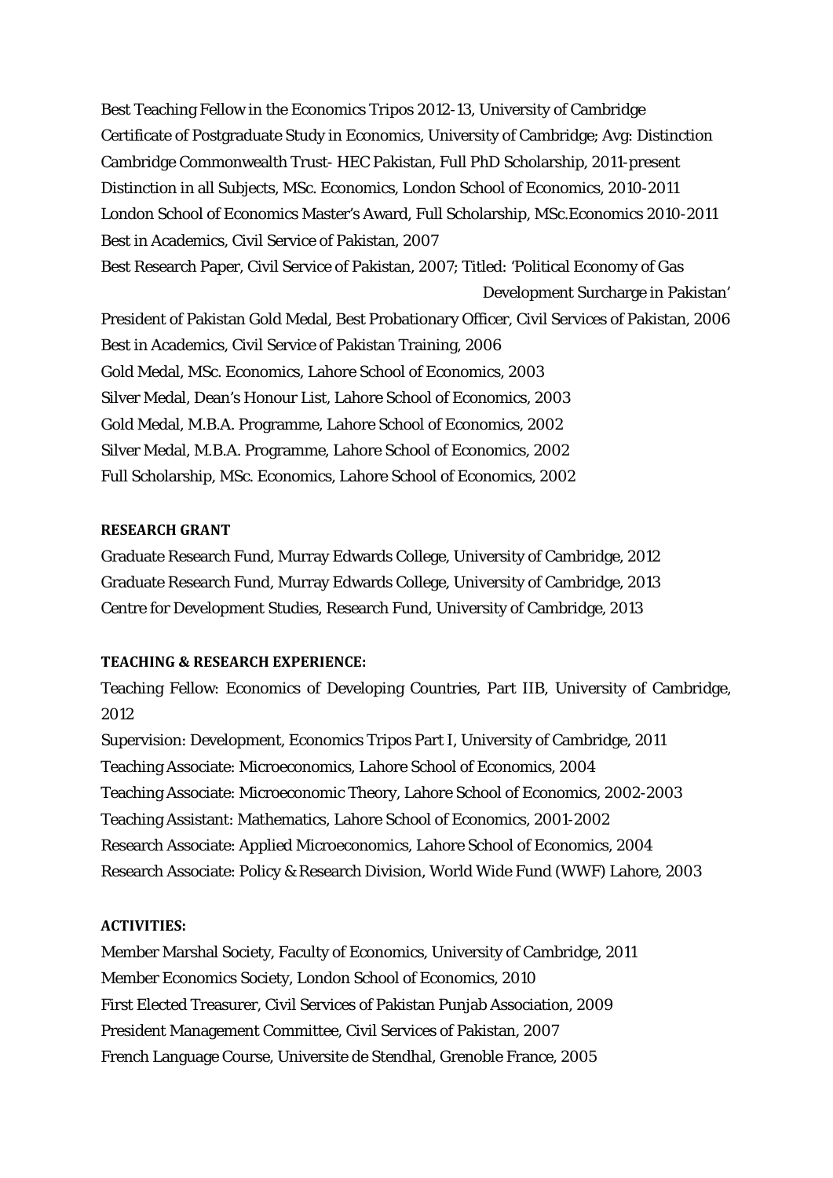Best Teaching Fellow in the Economics Tripos 2012-13, University of Cambridge
Certificate of Postgraduate Study in Economics, University of Cambridge; Avg: Distinction
Cambridge Commonwealth Trust- HEC Pakistan, Full PhD Scholarship, 2011-present
Distinction in all Subjects, MSc. Economics, London School of Economics, 2010-2011
London School of Economics Master's Award, Full Scholarship, MSc.Economics 2010-2011
Best in Academics, Civil Service of Pakistan, 2007
Best Research Paper, Civil Service of Pakistan, 2007; Titled: 'Political Economy of Gas Development Surcharge in Pakistan'
President of Pakistan Gold Medal, Best Probationary Officer, Civil Services of Pakistan, 2006
Best in Academics, Civil Service of Pakistan Training, 2006
Gold Medal, MSc. Economics, Lahore School of Economics, 2003
Silver Medal, Dean's Honour List, Lahore School of Economics, 2003
Gold Medal, M.B.A. Programme, Lahore School of Economics, 2002
Silver Medal, M.B.A. Programme, Lahore School of Economics, 2002
Full Scholarship, MSc. Economics, Lahore School of Economics, 2002

**RESEARCH GRANT**

Graduate Research Fund, Murray Edwards College, University of Cambridge, 2012
Graduate Research Fund, Murray Edwards College, University of Cambridge, 2013
Centre for Development Studies, Research Fund, University of Cambridge, 2013

**TEACHING & RESEARCH EXPERIENCE:**

Teaching Fellow: Economics of Developing Countries, Part IIB, University of Cambridge, 2012
Supervision: Development, Economics Tripos Part I, University of Cambridge, 2011
Teaching Associate: Microeconomics, Lahore School of Economics, 2004
Teaching Associate: Microeconomic Theory, Lahore School of Economics, 2002-2003
Teaching Assistant: Mathematics, Lahore School of Economics, 2001-2002
Research Associate: Applied Microeconomics, Lahore School of Economics, 2004
Research Associate: Policy & Research Division, World Wide Fund (WWF) Lahore, 2003

**ACTIVITIES:**

Member Marshal Society, Faculty of Economics, University of Cambridge, 2011
Member Economics Society, London School of Economics, 2010
First Elected Treasurer, Civil Services of Pakistan Punjab Association, 2009
President Management Committee, Civil Services of Pakistan, 2007
French Language Course, Universite de Stendhal, Grenoble France, 2005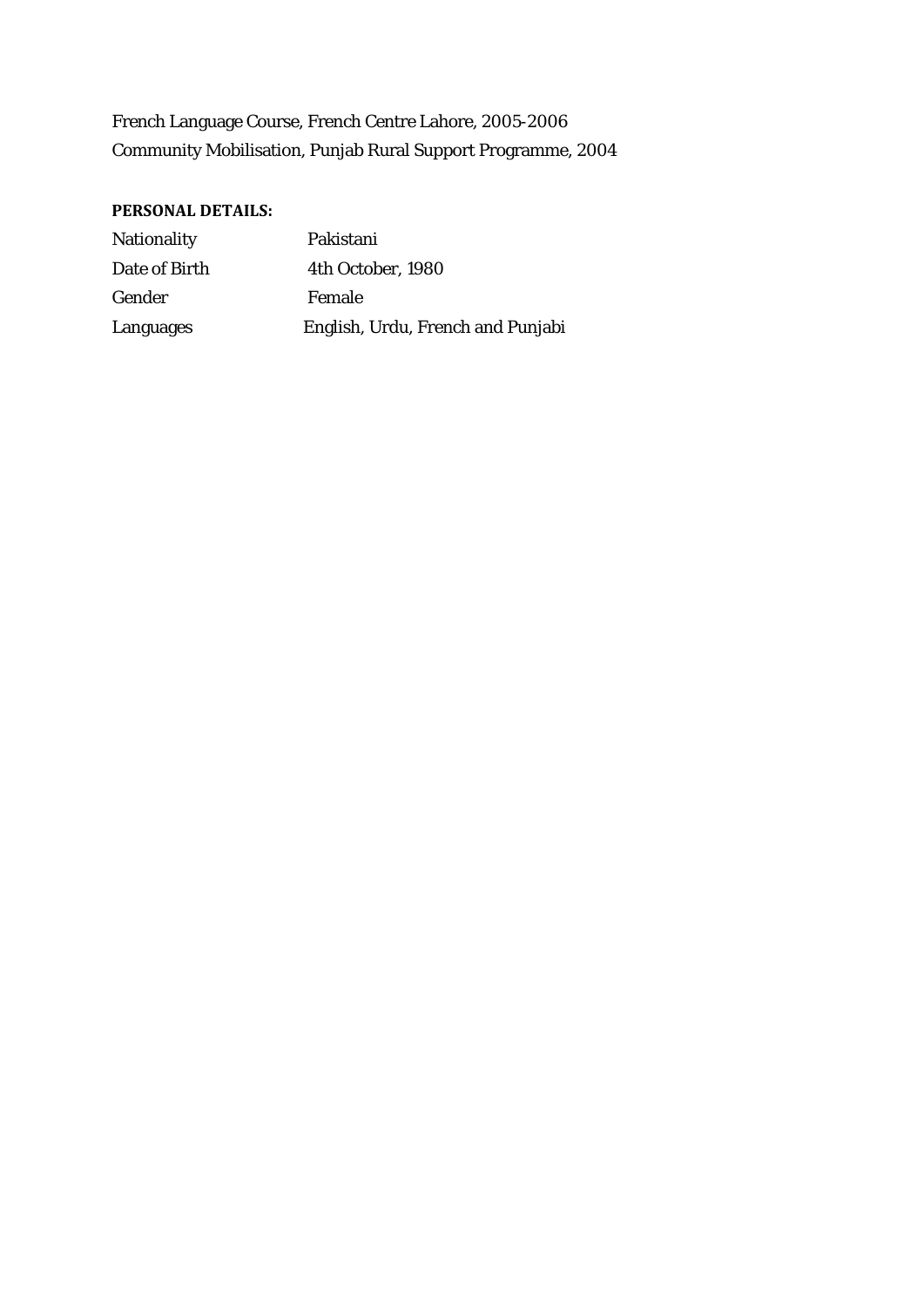French Language Course, French Centre Lahore, 2005-2006

Community Mobilisation, Punjab Rural Support Programme, 2004

**PERSONAL DETAILS:**

| | |
|---|---|
| Nationality | Pakistani |
| Date of Birth | 4th October, 1980 |
| Gender | Female |
| Languages | English, Urdu, French and Punjabi |